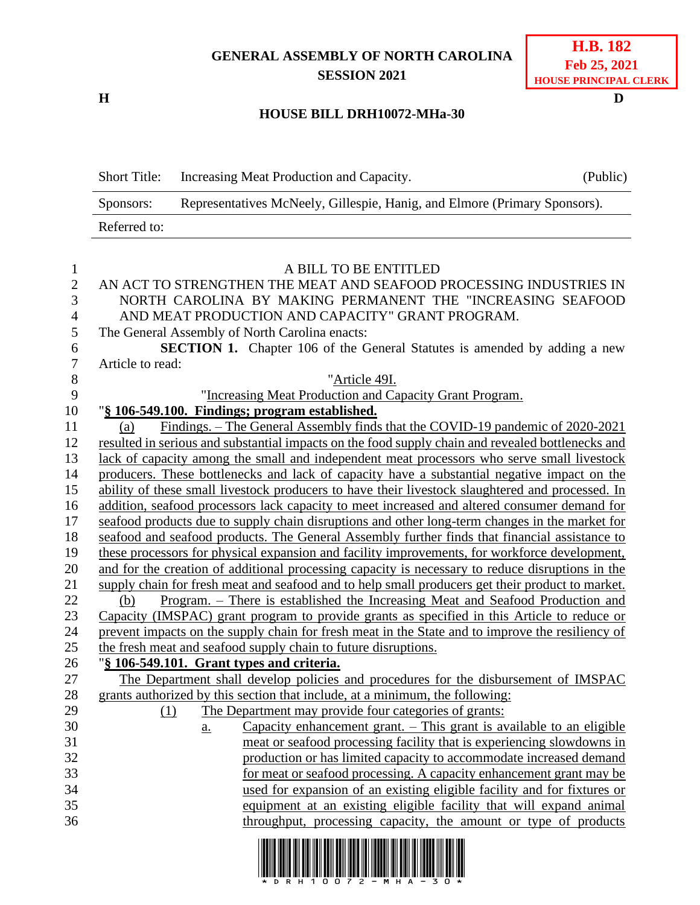GENERAL ASSEMBLY OF NORTH CAROLINA
SESSION 2021

**H.B. 182**
**Feb 25, 2021**
**HOUSE PRINCIPAL CLERK**

H D

**HOUSE BILL DRH10072-MHa-30**

| | | |
|---|---|---|
| Short Title: | Increasing Meat Production and Capacity. | (Public) |
| Sponsors: | Representatives McNeely, Gillespie, Hanig, and Elmore (Primary Sponsors). | |
| Referred to: | | |

A BILL TO BE ENTITLED

AN ACT TO STRENGTHEN THE MEAT AND SEAFOOD PROCESSING INDUSTRIES IN NORTH CAROLINA BY MAKING PERMANENT THE "INCREASING SEAFOOD AND MEAT PRODUCTION AND CAPACITY" GRANT PROGRAM.

The General Assembly of North Carolina enacts:

**SECTION 1.** Chapter 106 of the General Statutes is amended by adding a new Article to read:

"Article 49I.

"Increasing Meat Production and Capacity Grant Program.

"**§ 106-549.100. Findings; program established.**

(a) Findings. – The General Assembly finds that the COVID-19 pandemic of 2020-2021 resulted in serious and substantial impacts on the food supply chain and revealed bottlenecks and lack of capacity among the small and independent meat processors who serve small livestock producers. These bottlenecks and lack of capacity have a substantial negative impact on the ability of these small livestock producers to have their livestock slaughtered and processed. In addition, seafood processors lack capacity to meet increased and altered consumer demand for seafood products due to supply chain disruptions and other long-term changes in the market for seafood and seafood products. The General Assembly further finds that financial assistance to these processors for physical expansion and facility improvements, for workforce development, and for the creation of additional processing capacity is necessary to reduce disruptions in the supply chain for fresh meat and seafood and to help small producers get their product to market.

(b) Program. – There is established the Increasing Meat and Seafood Production and Capacity (IMSPAC) grant program to provide grants as specified in this Article to reduce or prevent impacts on the supply chain for fresh meat in the State and to improve the resiliency of the fresh meat and seafood supply chain to future disruptions.

"**§ 106-549.101. Grant types and criteria.**

The Department shall develop policies and procedures for the disbursement of IMSPAC grants authorized by this section that include, at a minimum, the following:

(1) The Department may provide four categories of grants:

a. Capacity enhancement grant. – This grant is available to an eligible meat or seafood processing facility that is experiencing slowdowns in production or has limited capacity to accommodate increased demand for meat or seafood processing. A capacity enhancement grant may be used for expansion of an existing eligible facility and for fixtures or equipment at an existing eligible facility that will expand animal throughput, processing capacity, the amount or type of products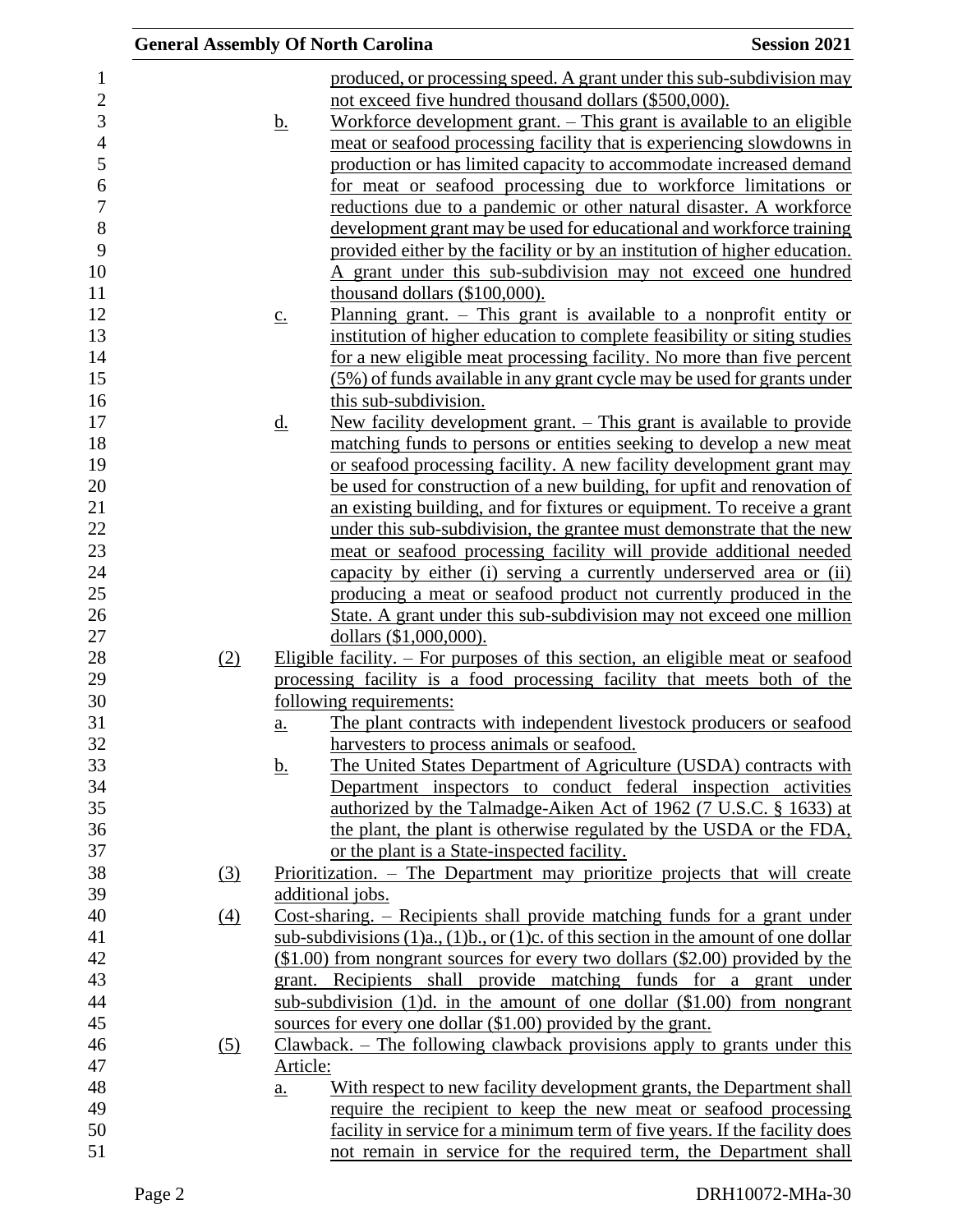produced, or processing speed. A grant under this sub-subdivision may not exceed five hundred thousand dollars ($500,000).

b. Workforce development grant. – This grant is available to an eligible meat or seafood processing facility that is experiencing slowdowns in production or has limited capacity to accommodate increased demand for meat or seafood processing due to workforce limitations or reductions due to a pandemic or other natural disaster. A workforce development grant may be used for educational and workforce training provided either by the facility or by an institution of higher education. A grant under this sub-subdivision may not exceed one hundred thousand dollars ($100,000).

c. Planning grant. – This grant is available to a nonprofit entity or institution of higher education to complete feasibility or siting studies for a new eligible meat processing facility. No more than five percent (5%) of funds available in any grant cycle may be used for grants under this sub-subdivision.

d. New facility development grant. – This grant is available to provide matching funds to persons or entities seeking to develop a new meat or seafood processing facility. A new facility development grant may be used for construction of a new building, for upfit and renovation of an existing building, and for fixtures or equipment. To receive a grant under this sub-subdivision, the grantee must demonstrate that the new meat or seafood processing facility will provide additional needed capacity by either (i) serving a currently underserved area or (ii) producing a meat or seafood product not currently produced in the State. A grant under this sub-subdivision may not exceed one million dollars ($1,000,000).

(2) Eligible facility. – For purposes of this section, an eligible meat or seafood processing facility is a food processing facility that meets both of the following requirements:

a. The plant contracts with independent livestock producers or seafood harvesters to process animals or seafood.

b. The United States Department of Agriculture (USDA) contracts with Department inspectors to conduct federal inspection activities authorized by the Talmadge-Aiken Act of 1962 (7 U.S.C. § 1633) at the plant, the plant is otherwise regulated by the USDA or the FDA, or the plant is a State-inspected facility.

(3) Prioritization. – The Department may prioritize projects that will create additional jobs.

(4) Cost-sharing. – Recipients shall provide matching funds for a grant under sub-subdivisions (1)a., (1)b., or (1)c. of this section in the amount of one dollar ($1.00) from nongrant sources for every two dollars ($2.00) provided by the grant. Recipients shall provide matching funds for a grant under sub-subdivision (1)d. in the amount of one dollar ($1.00) from nongrant sources for every one dollar ($1.00) provided by the grant.

(5) Clawback. – The following clawback provisions apply to grants under this Article:

a. With respect to new facility development grants, the Department shall require the recipient to keep the new meat or seafood processing facility in service for a minimum term of five years. If the facility does not remain in service for the required term, the Department shall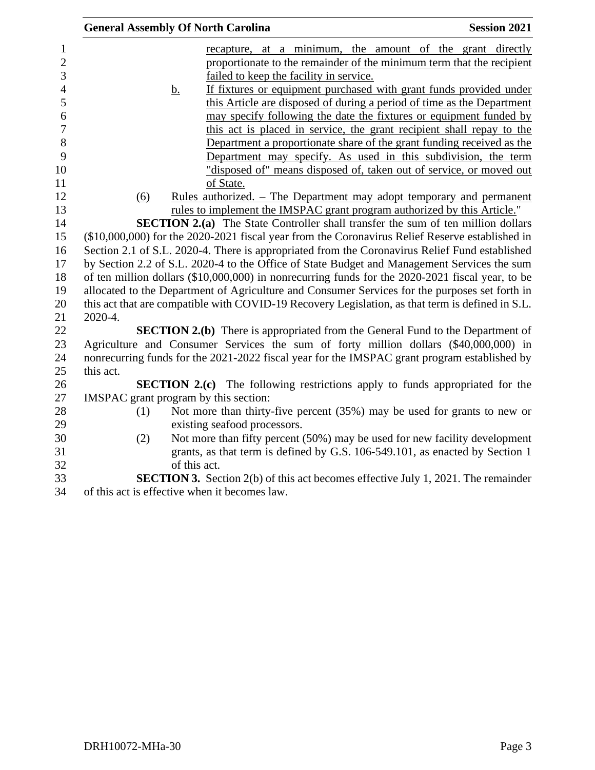recapture, at a minimum, the amount of the grant directly proportionate to the remainder of the minimum term that the recipient failed to keep the facility in service.

b. If fixtures or equipment purchased with grant funds provided under this Article are disposed of during a period of time as the Department may specify following the date the fixtures or equipment funded by this act is placed in service, the grant recipient shall repay to the Department a proportionate share of the grant funding received as the Department may specify. As used in this subdivision, the term "disposed of" means disposed of, taken out of service, or moved out of State.

(6) Rules authorized. – The Department may adopt temporary and permanent rules to implement the IMSPAC grant program authorized by this Article."

**SECTION 2.(a)** The State Controller shall transfer the sum of ten million dollars ($10,000,000) for the 2020-2021 fiscal year from the Coronavirus Relief Reserve established in Section 2.1 of S.L. 2020-4. There is appropriated from the Coronavirus Relief Fund established by Section 2.2 of S.L. 2020-4 to the Office of State Budget and Management Services the sum of ten million dollars ($10,000,000) in nonrecurring funds for the 2020-2021 fiscal year, to be allocated to the Department of Agriculture and Consumer Services for the purposes set forth in this act that are compatible with COVID-19 Recovery Legislation, as that term is defined in S.L. 2020-4.

**SECTION 2.(b)** There is appropriated from the General Fund to the Department of Agriculture and Consumer Services the sum of forty million dollars ($40,000,000) in nonrecurring funds for the 2021-2022 fiscal year for the IMSPAC grant program established by this act.

**SECTION 2.(c)** The following restrictions apply to funds appropriated for the IMSPAC grant program by this section:

(1) Not more than thirty-five percent (35%) may be used for grants to new or existing seafood processors.

(2) Not more than fifty percent (50%) may be used for new facility development grants, as that term is defined by G.S. 106-549.101, as enacted by Section 1 of this act.

**SECTION 3.** Section 2(b) of this act becomes effective July 1, 2021. The remainder of this act is effective when it becomes law.